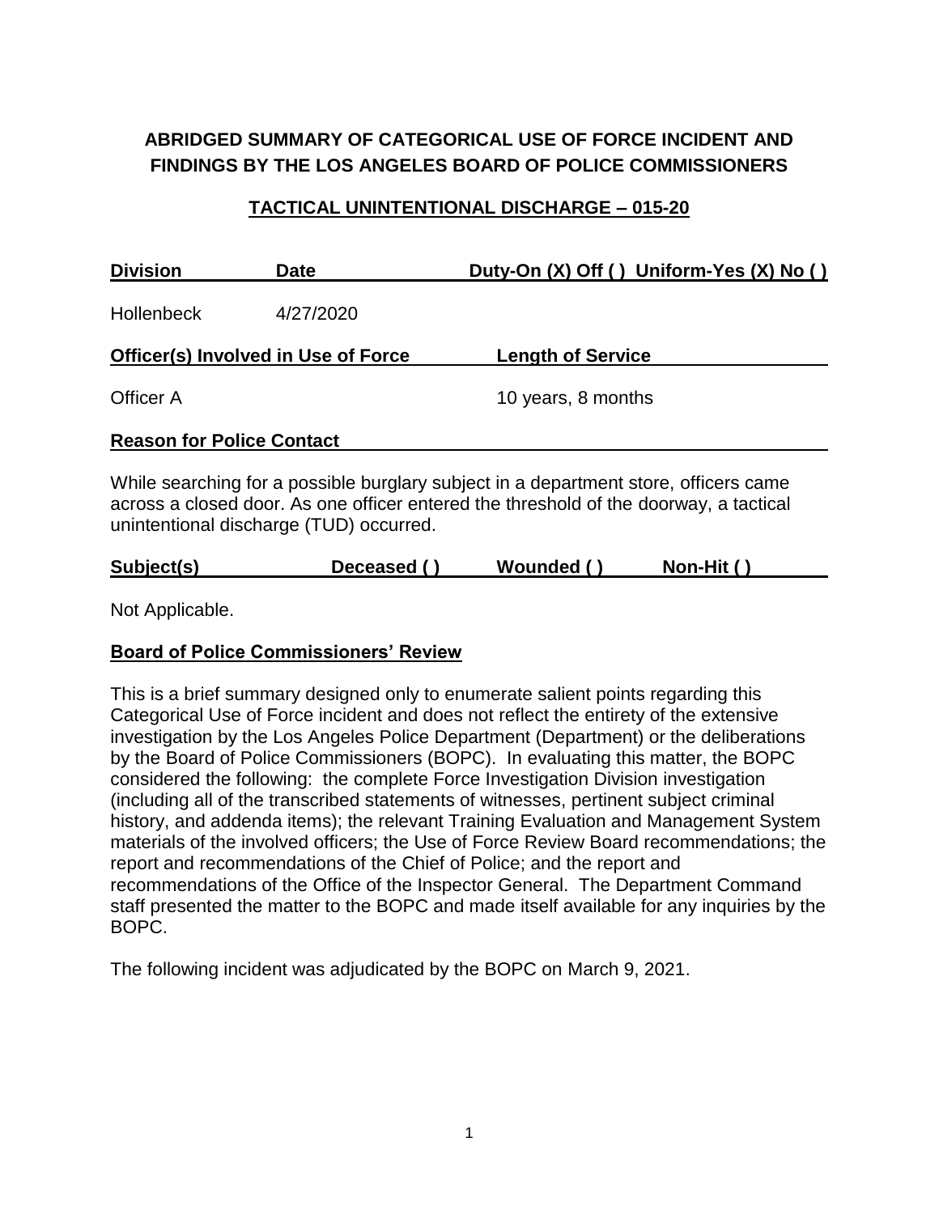# ABRIDGED SUMMARY OF CATEGORICAL USE OF FORCE INCIDENT AND FINDINGS BY THE LOS ANGELES BOARD OF POLICE COMMISSIONERS

## TACTICAL UNINTENTIONAL DISCHARGE – 015-20

| Division | Date | Duty-On (X) Off ( ) Uniform-Yes (X) No ( ) |
|---|---|---|
| Hollenbeck | 4/27/2020 | |

| Officer(s) Involved in Use of Force | Length of Service |
|---|---|
| Officer A | 10 years, 8 months |

**Reason for Police Contact**

While searching for a possible burglary subject in a department store, officers came across a closed door. As one officer entered the threshold of the doorway, a tactical unintentional discharge (TUD) occurred.

| Subject(s) | Deceased ( ) | Wounded ( ) | Non-Hit ( ) |
|---|---|---|---|

Not Applicable.

**Board of Police Commissioners' Review**

This is a brief summary designed only to enumerate salient points regarding this Categorical Use of Force incident and does not reflect the entirety of the extensive investigation by the Los Angeles Police Department (Department) or the deliberations by the Board of Police Commissioners (BOPC). In evaluating this matter, the BOPC considered the following: the complete Force Investigation Division investigation (including all of the transcribed statements of witnesses, pertinent subject criminal history, and addenda items); the relevant Training Evaluation and Management System materials of the involved officers; the Use of Force Review Board recommendations; the report and recommendations of the Chief of Police; and the report and recommendations of the Office of the Inspector General. The Department Command staff presented the matter to the BOPC and made itself available for any inquiries by the BOPC.

The following incident was adjudicated by the BOPC on March 9, 2021.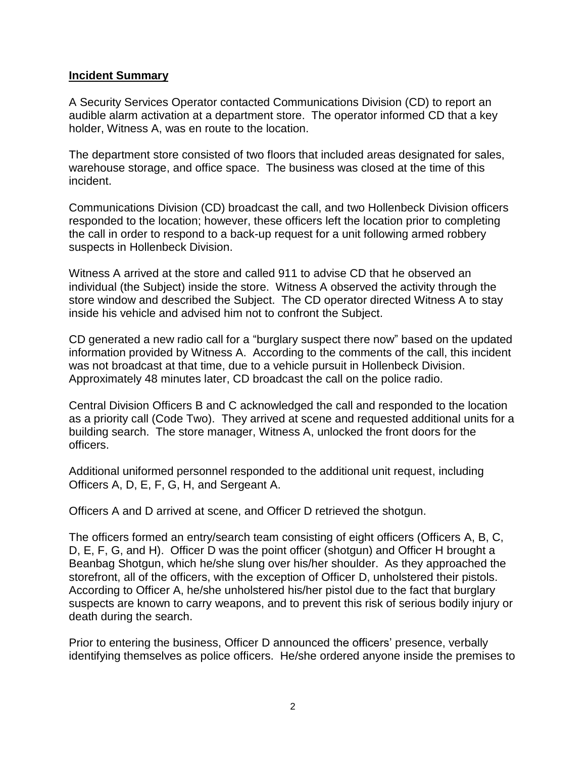**Incident Summary**

A Security Services Operator contacted Communications Division (CD) to report an audible alarm activation at a department store. The operator informed CD that a key holder, Witness A, was en route to the location.

The department store consisted of two floors that included areas designated for sales, warehouse storage, and office space. The business was closed at the time of this incident.

Communications Division (CD) broadcast the call, and two Hollenbeck Division officers responded to the location; however, these officers left the location prior to completing the call in order to respond to a back-up request for a unit following armed robbery suspects in Hollenbeck Division.

Witness A arrived at the store and called 911 to advise CD that he observed an individual (the Subject) inside the store. Witness A observed the activity through the store window and described the Subject. The CD operator directed Witness A to stay inside his vehicle and advised him not to confront the Subject.

CD generated a new radio call for a "burglary suspect there now" based on the updated information provided by Witness A. According to the comments of the call, this incident was not broadcast at that time, due to a vehicle pursuit in Hollenbeck Division. Approximately 48 minutes later, CD broadcast the call on the police radio.

Central Division Officers B and C acknowledged the call and responded to the location as a priority call (Code Two). They arrived at scene and requested additional units for a building search. The store manager, Witness A, unlocked the front doors for the officers.

Additional uniformed personnel responded to the additional unit request, including Officers A, D, E, F, G, H, and Sergeant A.

Officers A and D arrived at scene, and Officer D retrieved the shotgun.

The officers formed an entry/search team consisting of eight officers (Officers A, B, C, D, E, F, G, and H). Officer D was the point officer (shotgun) and Officer H brought a Beanbag Shotgun, which he/she slung over his/her shoulder. As they approached the storefront, all of the officers, with the exception of Officer D, unholstered their pistols. According to Officer A, he/she unholstered his/her pistol due to the fact that burglary suspects are known to carry weapons, and to prevent this risk of serious bodily injury or death during the search.

Prior to entering the business, Officer D announced the officers' presence, verbally identifying themselves as police officers. He/she ordered anyone inside the premises to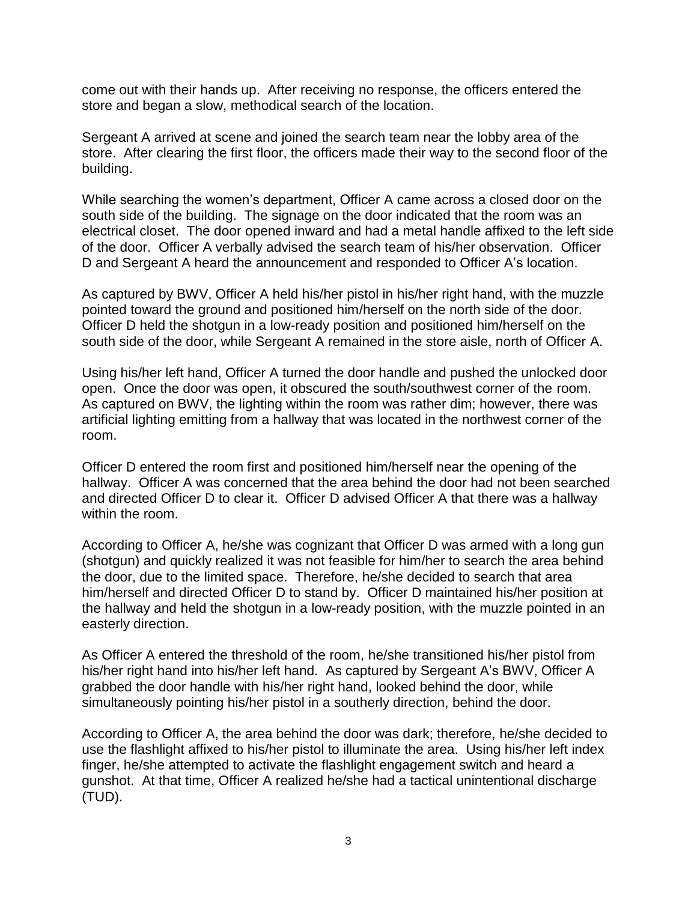come out with their hands up. After receiving no response, the officers entered the store and began a slow, methodical search of the location.

Sergeant A arrived at scene and joined the search team near the lobby area of the store. After clearing the first floor, the officers made their way to the second floor of the building.

While searching the women's department, Officer A came across a closed door on the south side of the building. The signage on the door indicated that the room was an electrical closet. The door opened inward and had a metal handle affixed to the left side of the door. Officer A verbally advised the search team of his/her observation. Officer D and Sergeant A heard the announcement and responded to Officer A's location.

As captured by BWV, Officer A held his/her pistol in his/her right hand, with the muzzle pointed toward the ground and positioned him/herself on the north side of the door. Officer D held the shotgun in a low-ready position and positioned him/herself on the south side of the door, while Sergeant A remained in the store aisle, north of Officer A.

Using his/her left hand, Officer A turned the door handle and pushed the unlocked door open. Once the door was open, it obscured the south/southwest corner of the room. As captured on BWV, the lighting within the room was rather dim; however, there was artificial lighting emitting from a hallway that was located in the northwest corner of the room.

Officer D entered the room first and positioned him/herself near the opening of the hallway. Officer A was concerned that the area behind the door had not been searched and directed Officer D to clear it. Officer D advised Officer A that there was a hallway within the room.

According to Officer A, he/she was cognizant that Officer D was armed with a long gun (shotgun) and quickly realized it was not feasible for him/her to search the area behind the door, due to the limited space. Therefore, he/she decided to search that area him/herself and directed Officer D to stand by. Officer D maintained his/her position at the hallway and held the shotgun in a low-ready position, with the muzzle pointed in an easterly direction.

As Officer A entered the threshold of the room, he/she transitioned his/her pistol from his/her right hand into his/her left hand. As captured by Sergeant A's BWV, Officer A grabbed the door handle with his/her right hand, looked behind the door, while simultaneously pointing his/her pistol in a southerly direction, behind the door.

According to Officer A, the area behind the door was dark; therefore, he/she decided to use the flashlight affixed to his/her pistol to illuminate the area. Using his/her left index finger, he/she attempted to activate the flashlight engagement switch and heard a gunshot. At that time, Officer A realized he/she had a tactical unintentional discharge (TUD).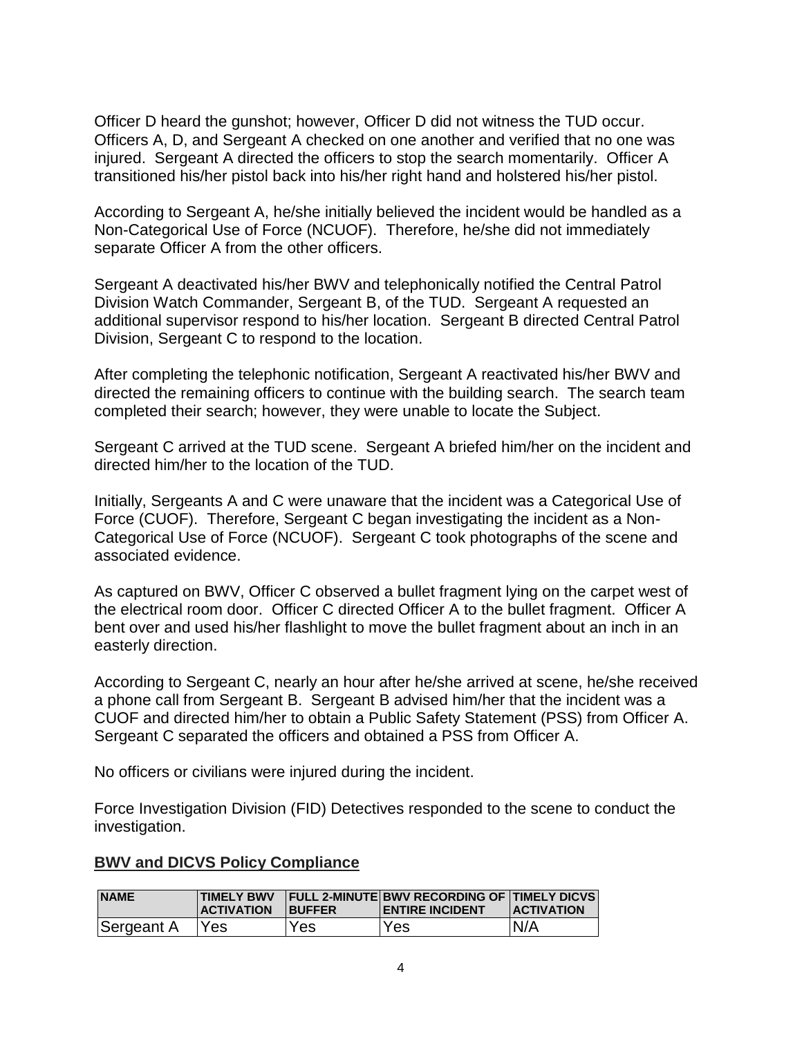Officer D heard the gunshot; however, Officer D did not witness the TUD occur. Officers A, D, and Sergeant A checked on one another and verified that no one was injured. Sergeant A directed the officers to stop the search momentarily. Officer A transitioned his/her pistol back into his/her right hand and holstered his/her pistol.

According to Sergeant A, he/she initially believed the incident would be handled as a Non-Categorical Use of Force (NCUOF). Therefore, he/she did not immediately separate Officer A from the other officers.

Sergeant A deactivated his/her BWV and telephonically notified the Central Patrol Division Watch Commander, Sergeant B, of the TUD. Sergeant A requested an additional supervisor respond to his/her location. Sergeant B directed Central Patrol Division, Sergeant C to respond to the location.

After completing the telephonic notification, Sergeant A reactivated his/her BWV and directed the remaining officers to continue with the building search. The search team completed their search; however, they were unable to locate the Subject.

Sergeant C arrived at the TUD scene. Sergeant A briefed him/her on the incident and directed him/her to the location of the TUD.

Initially, Sergeants A and C were unaware that the incident was a Categorical Use of Force (CUOF). Therefore, Sergeant C began investigating the incident as a Non-Categorical Use of Force (NCUOF). Sergeant C took photographs of the scene and associated evidence.

As captured on BWV, Officer C observed a bullet fragment lying on the carpet west of the electrical room door. Officer C directed Officer A to the bullet fragment. Officer A bent over and used his/her flashlight to move the bullet fragment about an inch in an easterly direction.

According to Sergeant C, nearly an hour after he/she arrived at scene, he/she received a phone call from Sergeant B. Sergeant B advised him/her that the incident was a CUOF and directed him/her to obtain a Public Safety Statement (PSS) from Officer A. Sergeant C separated the officers and obtained a PSS from Officer A.

No officers or civilians were injured during the incident.

Force Investigation Division (FID) Detectives responded to the scene to conduct the investigation.

**BWV and DICVS Policy Compliance**

| NAME | TIMELY BWV ACTIVATION | FULL 2-MINUTE BUFFER | BWV RECORDING OF ENTIRE INCIDENT | TIMELY DICVS ACTIVATION |
|---|---|---|---|---|
| Sergeant A | Yes | Yes | Yes | N/A |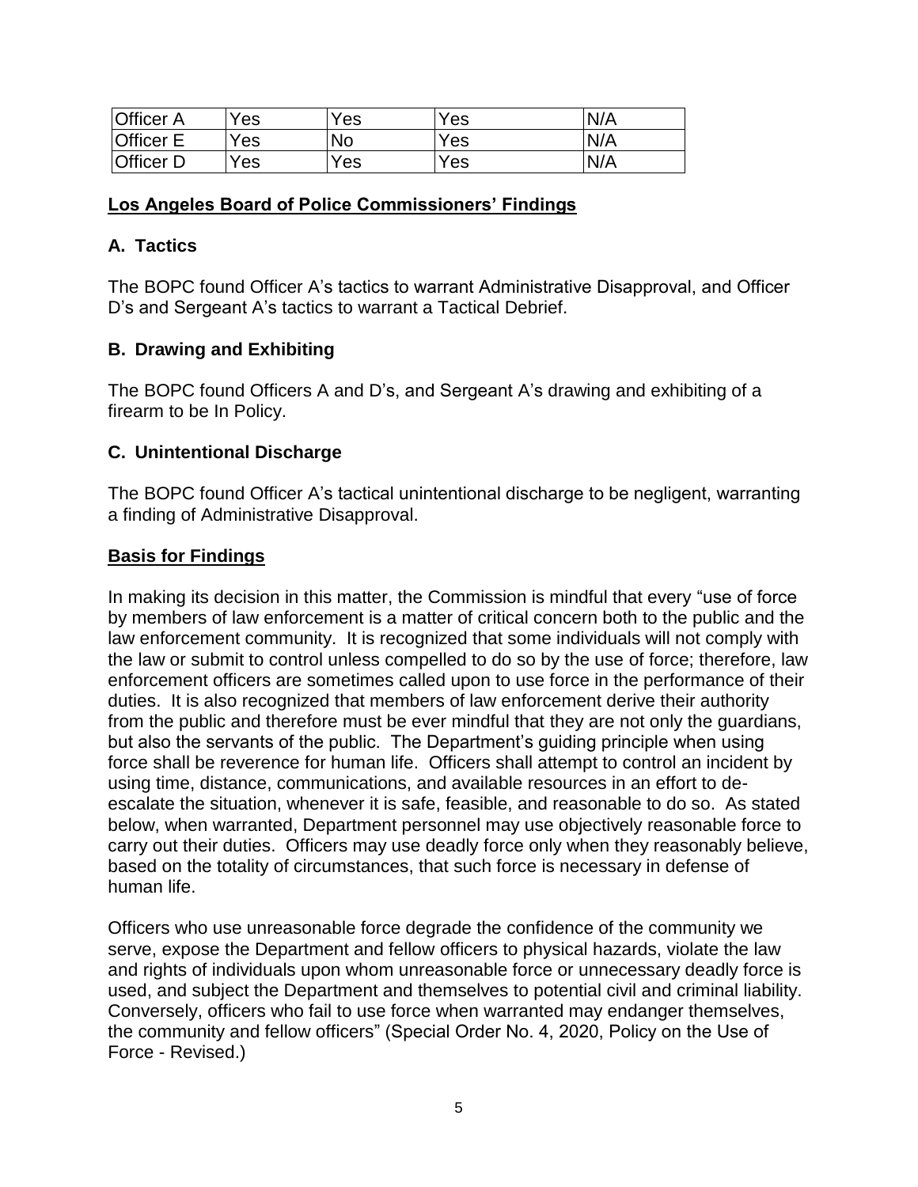| Officer A | Yes | Yes | Yes | N/A |
|---|---|---|---|---|
| Officer E | Yes | No | Yes | N/A |
| Officer D | Yes | Yes | Yes | N/A |

## Los Angeles Board of Police Commissioners' Findings

### A. Tactics

The BOPC found Officer A's tactics to warrant Administrative Disapproval, and Officer D's and Sergeant A's tactics to warrant a Tactical Debrief.

### B. Drawing and Exhibiting

The BOPC found Officers A and D's, and Sergeant A's drawing and exhibiting of a firearm to be In Policy.

### C. Unintentional Discharge

The BOPC found Officer A's tactical unintentional discharge to be negligent, warranting a finding of Administrative Disapproval.

## Basis for Findings

In making its decision in this matter, the Commission is mindful that every "use of force by members of law enforcement is a matter of critical concern both to the public and the law enforcement community. It is recognized that some individuals will not comply with the law or submit to control unless compelled to do so by the use of force; therefore, law enforcement officers are sometimes called upon to use force in the performance of their duties. It is also recognized that members of law enforcement derive their authority from the public and therefore must be ever mindful that they are not only the guardians, but also the servants of the public. The Department's guiding principle when using force shall be reverence for human life. Officers shall attempt to control an incident by using time, distance, communications, and available resources in an effort to de-escalate the situation, whenever it is safe, feasible, and reasonable to do so. As stated below, when warranted, Department personnel may use objectively reasonable force to carry out their duties. Officers may use deadly force only when they reasonably believe, based on the totality of circumstances, that such force is necessary in defense of human life.

Officers who use unreasonable force degrade the confidence of the community we serve, expose the Department and fellow officers to physical hazards, violate the law and rights of individuals upon whom unreasonable force or unnecessary deadly force is used, and subject the Department and themselves to potential civil and criminal liability. Conversely, officers who fail to use force when warranted may endanger themselves, the community and fellow officers" (Special Order No. 4, 2020, Policy on the Use of Force - Revised.)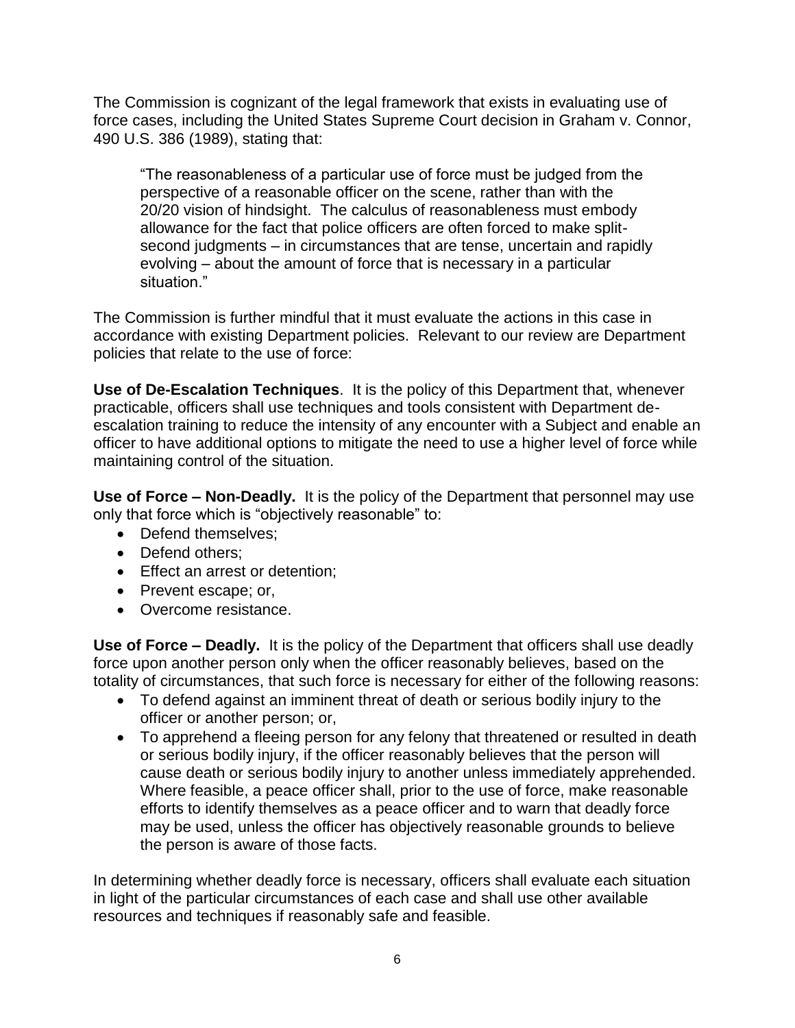The Commission is cognizant of the legal framework that exists in evaluating use of force cases, including the United States Supreme Court decision in Graham v. Connor, 490 U.S. 386 (1989), stating that:

> "The reasonableness of a particular use of force must be judged from the perspective of a reasonable officer on the scene, rather than with the 20/20 vision of hindsight. The calculus of reasonableness must embody allowance for the fact that police officers are often forced to make split-second judgments – in circumstances that are tense, uncertain and rapidly evolving – about the amount of force that is necessary in a particular situation."

The Commission is further mindful that it must evaluate the actions in this case in accordance with existing Department policies. Relevant to our review are Department policies that relate to the use of force:

**Use of De-Escalation Techniques**. It is the policy of this Department that, whenever practicable, officers shall use techniques and tools consistent with Department de-escalation training to reduce the intensity of any encounter with a Subject and enable an officer to have additional options to mitigate the need to use a higher level of force while maintaining control of the situation.

**Use of Force – Non-Deadly.** It is the policy of the Department that personnel may use only that force which is "objectively reasonable" to:

- Defend themselves;
- Defend others;
- Effect an arrest or detention;
- Prevent escape; or,
- Overcome resistance.

**Use of Force – Deadly.** It is the policy of the Department that officers shall use deadly force upon another person only when the officer reasonably believes, based on the totality of circumstances, that such force is necessary for either of the following reasons:

- To defend against an imminent threat of death or serious bodily injury to the officer or another person; or,
- To apprehend a fleeing person for any felony that threatened or resulted in death or serious bodily injury, if the officer reasonably believes that the person will cause death or serious bodily injury to another unless immediately apprehended. Where feasible, a peace officer shall, prior to the use of force, make reasonable efforts to identify themselves as a peace officer and to warn that deadly force may be used, unless the officer has objectively reasonable grounds to believe the person is aware of those facts.

In determining whether deadly force is necessary, officers shall evaluate each situation in light of the particular circumstances of each case and shall use other available resources and techniques if reasonably safe and feasible.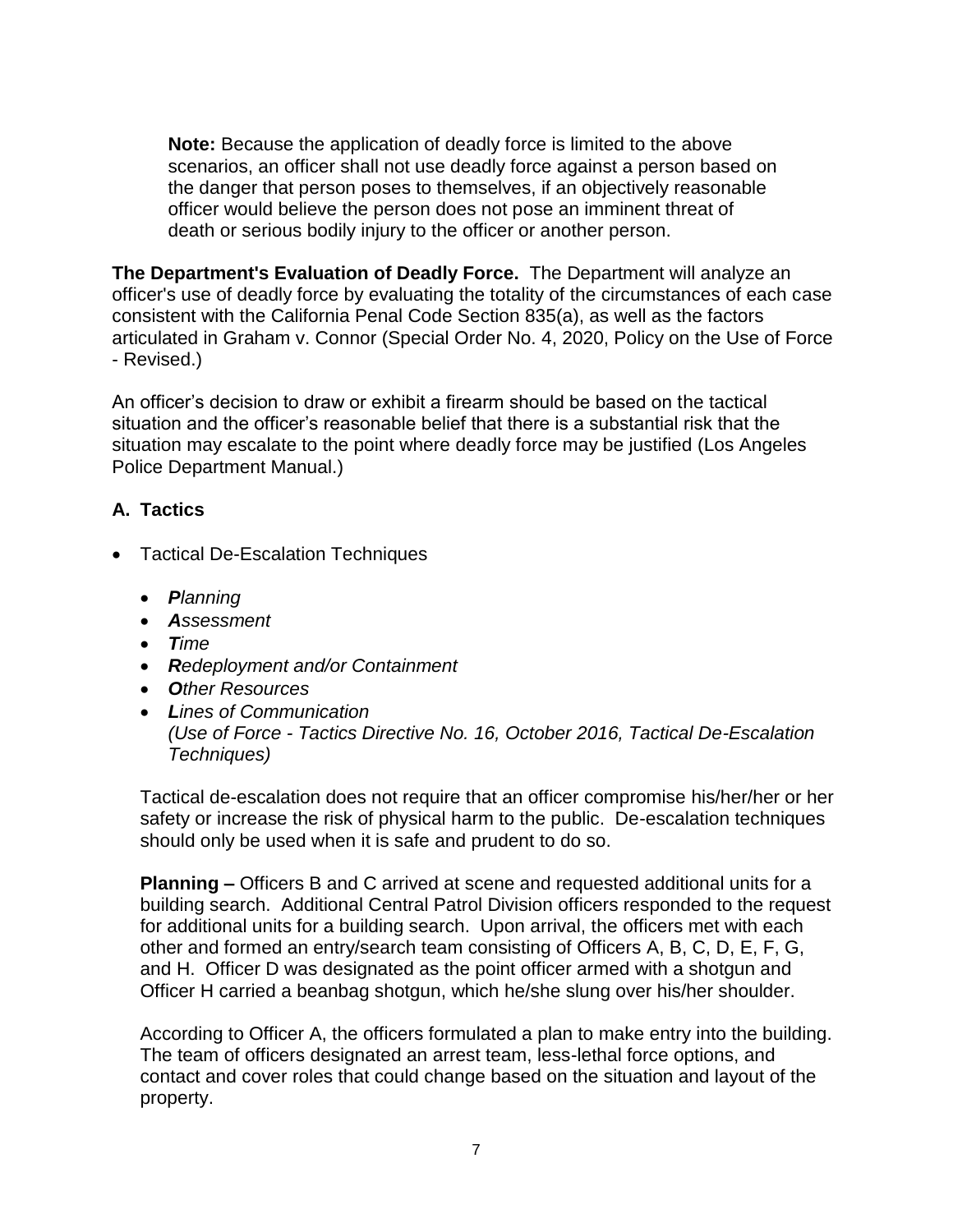> **Note:** Because the application of deadly force is limited to the above scenarios, an officer shall not use deadly force against a person based on the danger that person poses to themselves, if an objectively reasonable officer would believe the person does not pose an imminent threat of death or serious bodily injury to the officer or another person.

**The Department's Evaluation of Deadly Force.** The Department will analyze an officer's use of deadly force by evaluating the totality of the circumstances of each case consistent with the California Penal Code Section 835(a), as well as the factors articulated in Graham v. Connor (Special Order No. 4, 2020, Policy on the Use of Force - Revised.)

An officer's decision to draw or exhibit a firearm should be based on the tactical situation and the officer's reasonable belief that there is a substantial risk that the situation may escalate to the point where deadly force may be justified (Los Angeles Police Department Manual.)

## A. Tactics

- Tactical De-Escalation Techniques
  - ***P**lanning*
  - ***A**ssessment*
  - ***T**ime*
  - ***R**edeployment and/or Containment*
  - ***O**ther Resources*
  - ***L**ines of Communication*
    *(Use of Force - Tactics Directive No. 16, October 2016, Tactical De-Escalation Techniques)*

  Tactical de-escalation does not require that an officer compromise his/her/her or her safety or increase the risk of physical harm to the public. De-escalation techniques should only be used when it is safe and prudent to do so.

  **Planning –** Officers B and C arrived at scene and requested additional units for a building search. Additional Central Patrol Division officers responded to the request for additional units for a building search. Upon arrival, the officers met with each other and formed an entry/search team consisting of Officers A, B, C, D, E, F, G, and H. Officer D was designated as the point officer armed with a shotgun and Officer H carried a beanbag shotgun, which he/she slung over his/her shoulder.

  According to Officer A, the officers formulated a plan to make entry into the building. The team of officers designated an arrest team, less-lethal force options, and contact and cover roles that could change based on the situation and layout of the property.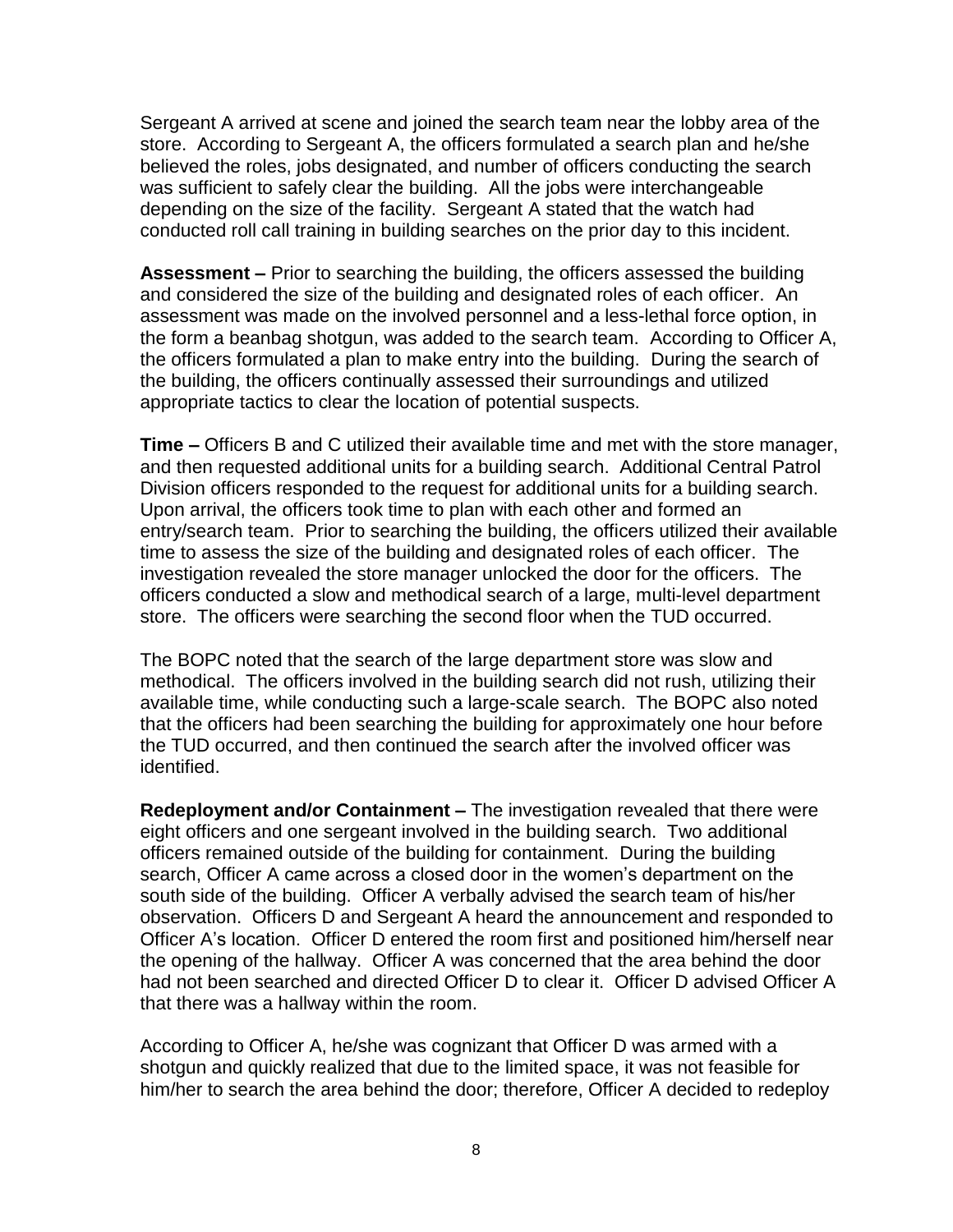Sergeant A arrived at scene and joined the search team near the lobby area of the store. According to Sergeant A, the officers formulated a search plan and he/she believed the roles, jobs designated, and number of officers conducting the search was sufficient to safely clear the building. All the jobs were interchangeable depending on the size of the facility. Sergeant A stated that the watch had conducted roll call training in building searches on the prior day to this incident.

**Assessment –** Prior to searching the building, the officers assessed the building and considered the size of the building and designated roles of each officer. An assessment was made on the involved personnel and a less-lethal force option, in the form a beanbag shotgun, was added to the search team. According to Officer A, the officers formulated a plan to make entry into the building. During the search of the building, the officers continually assessed their surroundings and utilized appropriate tactics to clear the location of potential suspects.

**Time –** Officers B and C utilized their available time and met with the store manager, and then requested additional units for a building search. Additional Central Patrol Division officers responded to the request for additional units for a building search. Upon arrival, the officers took time to plan with each other and formed an entry/search team. Prior to searching the building, the officers utilized their available time to assess the size of the building and designated roles of each officer. The investigation revealed the store manager unlocked the door for the officers. The officers conducted a slow and methodical search of a large, multi-level department store. The officers were searching the second floor when the TUD occurred.

The BOPC noted that the search of the large department store was slow and methodical. The officers involved in the building search did not rush, utilizing their available time, while conducting such a large-scale search. The BOPC also noted that the officers had been searching the building for approximately one hour before the TUD occurred, and then continued the search after the involved officer was identified.

**Redeployment and/or Containment –** The investigation revealed that there were eight officers and one sergeant involved in the building search. Two additional officers remained outside of the building for containment. During the building search, Officer A came across a closed door in the women's department on the south side of the building. Officer A verbally advised the search team of his/her observation. Officers D and Sergeant A heard the announcement and responded to Officer A's location. Officer D entered the room first and positioned him/herself near the opening of the hallway. Officer A was concerned that the area behind the door had not been searched and directed Officer D to clear it. Officer D advised Officer A that there was a hallway within the room.

According to Officer A, he/she was cognizant that Officer D was armed with a shotgun and quickly realized that due to the limited space, it was not feasible for him/her to search the area behind the door; therefore, Officer A decided to redeploy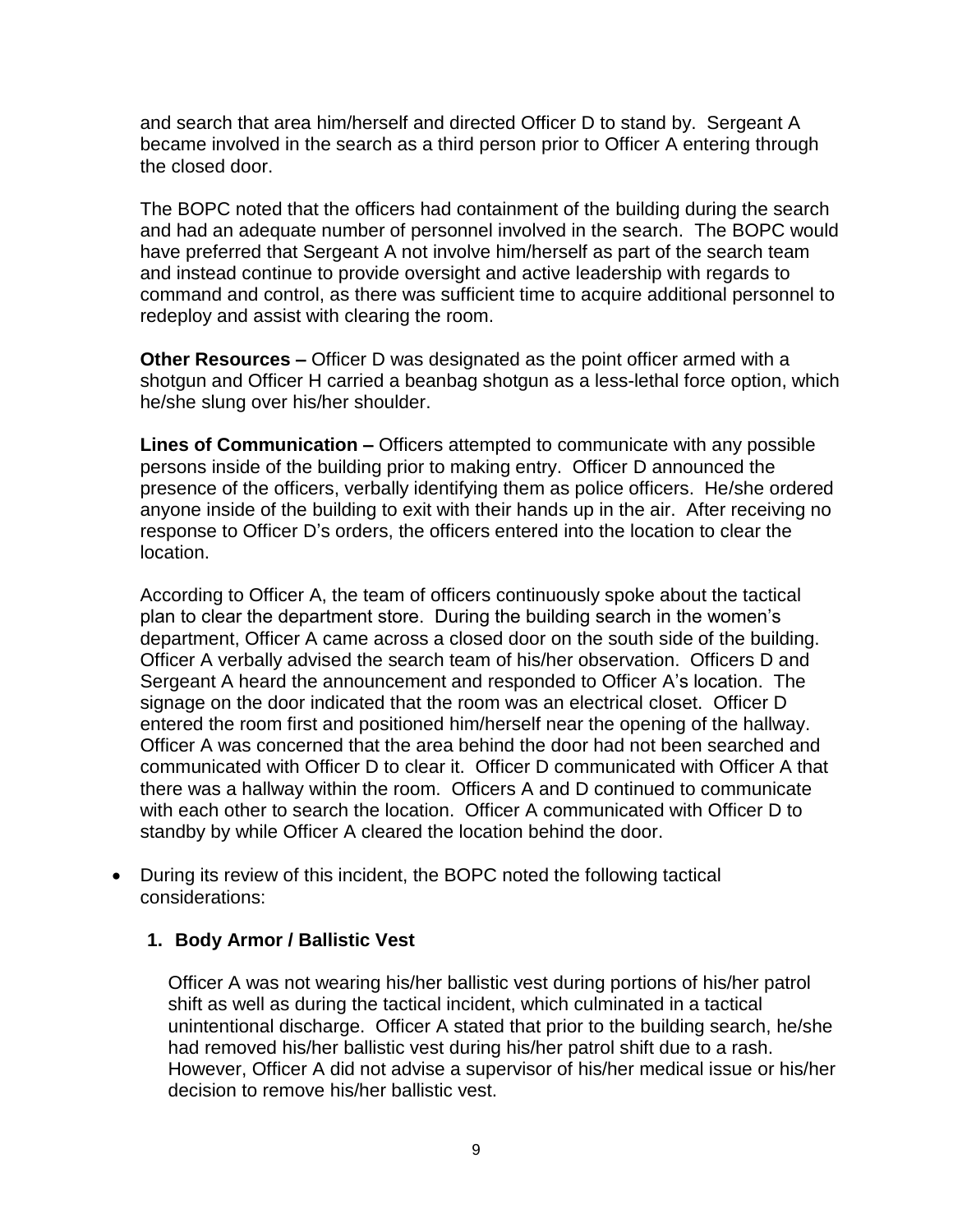and search that area him/herself and directed Officer D to stand by. Sergeant A became involved in the search as a third person prior to Officer A entering through the closed door.

The BOPC noted that the officers had containment of the building during the search and had an adequate number of personnel involved in the search. The BOPC would have preferred that Sergeant A not involve him/herself as part of the search team and instead continue to provide oversight and active leadership with regards to command and control, as there was sufficient time to acquire additional personnel to redeploy and assist with clearing the room.

**Other Resources –** Officer D was designated as the point officer armed with a shotgun and Officer H carried a beanbag shotgun as a less-lethal force option, which he/she slung over his/her shoulder.

**Lines of Communication –** Officers attempted to communicate with any possible persons inside of the building prior to making entry. Officer D announced the presence of the officers, verbally identifying them as police officers. He/she ordered anyone inside of the building to exit with their hands up in the air. After receiving no response to Officer D's orders, the officers entered into the location to clear the location.

According to Officer A, the team of officers continuously spoke about the tactical plan to clear the department store. During the building search in the women's department, Officer A came across a closed door on the south side of the building. Officer A verbally advised the search team of his/her observation. Officers D and Sergeant A heard the announcement and responded to Officer A's location. The signage on the door indicated that the room was an electrical closet. Officer D entered the room first and positioned him/herself near the opening of the hallway. Officer A was concerned that the area behind the door had not been searched and communicated with Officer D to clear it. Officer D communicated with Officer A that there was a hallway within the room. Officers A and D continued to communicate with each other to search the location. Officer A communicated with Officer D to standby by while Officer A cleared the location behind the door.

- During its review of this incident, the BOPC noted the following tactical considerations:

  **1. Body Armor / Ballistic Vest**

  Officer A was not wearing his/her ballistic vest during portions of his/her patrol shift as well as during the tactical incident, which culminated in a tactical unintentional discharge. Officer A stated that prior to the building search, he/she had removed his/her ballistic vest during his/her patrol shift due to a rash. However, Officer A did not advise a supervisor of his/her medical issue or his/her decision to remove his/her ballistic vest.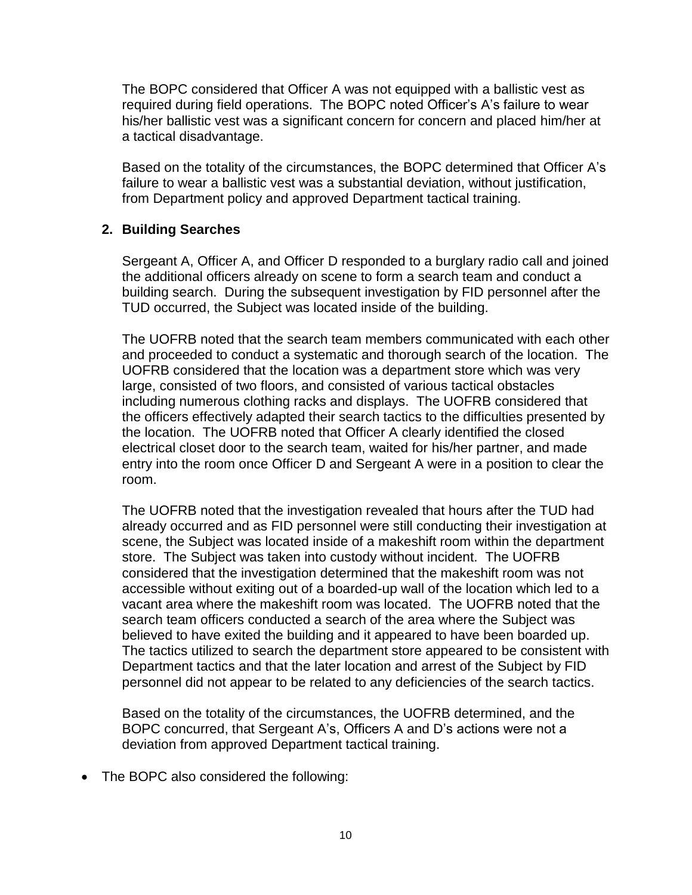The BOPC considered that Officer A was not equipped with a ballistic vest as required during field operations. The BOPC noted Officer's A's failure to wear his/her ballistic vest was a significant concern for concern and placed him/her at a tactical disadvantage.

Based on the totality of the circumstances, the BOPC determined that Officer A's failure to wear a ballistic vest was a substantial deviation, without justification, from Department policy and approved Department tactical training.

**2. Building Searches**

Sergeant A, Officer A, and Officer D responded to a burglary radio call and joined the additional officers already on scene to form a search team and conduct a building search. During the subsequent investigation by FID personnel after the TUD occurred, the Subject was located inside of the building.

The UOFRB noted that the search team members communicated with each other and proceeded to conduct a systematic and thorough search of the location. The UOFRB considered that the location was a department store which was very large, consisted of two floors, and consisted of various tactical obstacles including numerous clothing racks and displays. The UOFRB considered that the officers effectively adapted their search tactics to the difficulties presented by the location. The UOFRB noted that Officer A clearly identified the closed electrical closet door to the search team, waited for his/her partner, and made entry into the room once Officer D and Sergeant A were in a position to clear the room.

The UOFRB noted that the investigation revealed that hours after the TUD had already occurred and as FID personnel were still conducting their investigation at scene, the Subject was located inside of a makeshift room within the department store. The Subject was taken into custody without incident. The UOFRB considered that the investigation determined that the makeshift room was not accessible without exiting out of a boarded-up wall of the location which led to a vacant area where the makeshift room was located. The UOFRB noted that the search team officers conducted a search of the area where the Subject was believed to have exited the building and it appeared to have been boarded up. The tactics utilized to search the department store appeared to be consistent with Department tactics and that the later location and arrest of the Subject by FID personnel did not appear to be related to any deficiencies of the search tactics.

Based on the totality of the circumstances, the UOFRB determined, and the BOPC concurred, that Sergeant A's, Officers A and D's actions were not a deviation from approved Department tactical training.

- The BOPC also considered the following: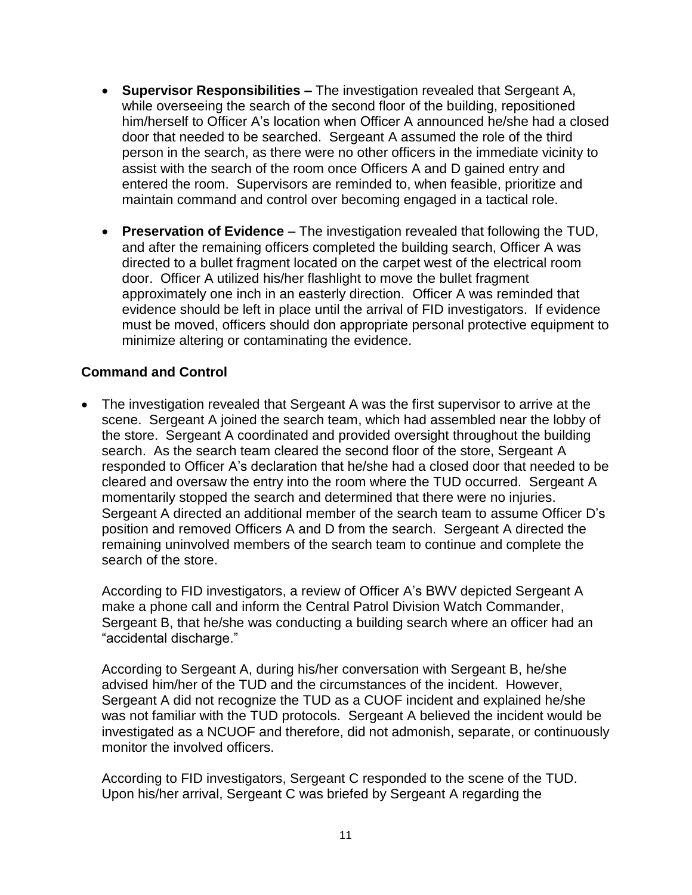- **Supervisor Responsibilities –** The investigation revealed that Sergeant A, while overseeing the search of the second floor of the building, repositioned him/herself to Officer A's location when Officer A announced he/she had a closed door that needed to be searched. Sergeant A assumed the role of the third person in the search, as there were no other officers in the immediate vicinity to assist with the search of the room once Officers A and D gained entry and entered the room. Supervisors are reminded to, when feasible, prioritize and maintain command and control over becoming engaged in a tactical role.

- **Preservation of Evidence** – The investigation revealed that following the TUD, and after the remaining officers completed the building search, Officer A was directed to a bullet fragment located on the carpet west of the electrical room door. Officer A utilized his/her flashlight to move the bullet fragment approximately one inch in an easterly direction. Officer A was reminded that evidence should be left in place until the arrival of FID investigators. If evidence must be moved, officers should don appropriate personal protective equipment to minimize altering or contaminating the evidence.

### Command and Control

- The investigation revealed that Sergeant A was the first supervisor to arrive at the scene. Sergeant A joined the search team, which had assembled near the lobby of the store. Sergeant A coordinated and provided oversight throughout the building search. As the search team cleared the second floor of the store, Sergeant A responded to Officer A's declaration that he/she had a closed door that needed to be cleared and oversaw the entry into the room where the TUD occurred. Sergeant A momentarily stopped the search and determined that there were no injuries. Sergeant A directed an additional member of the search team to assume Officer D's position and removed Officers A and D from the search. Sergeant A directed the remaining uninvolved members of the search team to continue and complete the search of the store.

  According to FID investigators, a review of Officer A's BWV depicted Sergeant A make a phone call and inform the Central Patrol Division Watch Commander, Sergeant B, that he/she was conducting a building search where an officer had an "accidental discharge."

  According to Sergeant A, during his/her conversation with Sergeant B, he/she advised him/her of the TUD and the circumstances of the incident. However, Sergeant A did not recognize the TUD as a CUOF incident and explained he/she was not familiar with the TUD protocols. Sergeant A believed the incident would be investigated as a NCUOF and therefore, did not admonish, separate, or continuously monitor the involved officers.

  According to FID investigators, Sergeant C responded to the scene of the TUD. Upon his/her arrival, Sergeant C was briefed by Sergeant A regarding the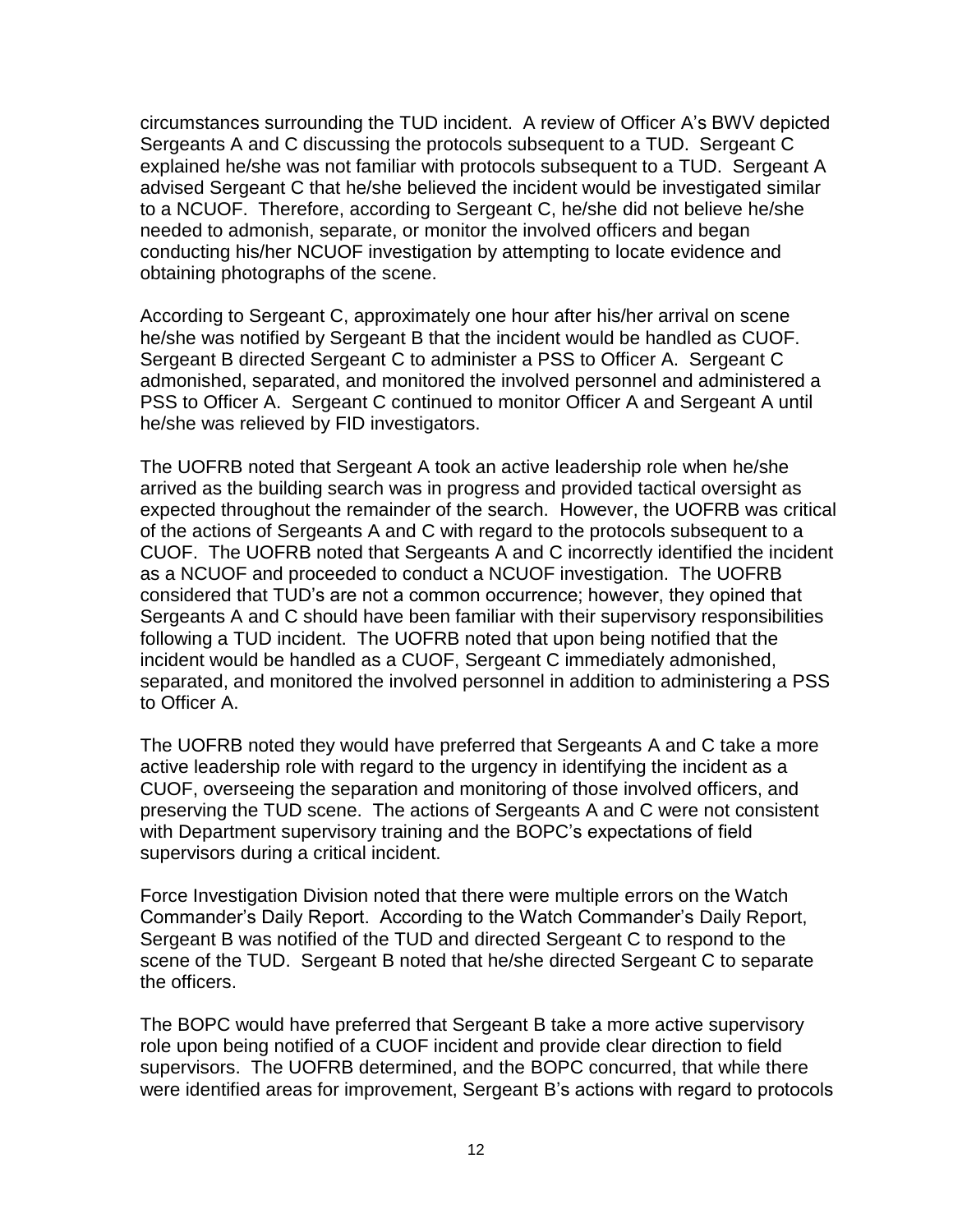circumstances surrounding the TUD incident. A review of Officer A's BWV depicted Sergeants A and C discussing the protocols subsequent to a TUD. Sergeant C explained he/she was not familiar with protocols subsequent to a TUD. Sergeant A advised Sergeant C that he/she believed the incident would be investigated similar to a NCUOF. Therefore, according to Sergeant C, he/she did not believe he/she needed to admonish, separate, or monitor the involved officers and began conducting his/her NCUOF investigation by attempting to locate evidence and obtaining photographs of the scene.

According to Sergeant C, approximately one hour after his/her arrival on scene he/she was notified by Sergeant B that the incident would be handled as CUOF. Sergeant B directed Sergeant C to administer a PSS to Officer A. Sergeant C admonished, separated, and monitored the involved personnel and administered a PSS to Officer A. Sergeant C continued to monitor Officer A and Sergeant A until he/she was relieved by FID investigators.

The UOFRB noted that Sergeant A took an active leadership role when he/she arrived as the building search was in progress and provided tactical oversight as expected throughout the remainder of the search. However, the UOFRB was critical of the actions of Sergeants A and C with regard to the protocols subsequent to a CUOF. The UOFRB noted that Sergeants A and C incorrectly identified the incident as a NCUOF and proceeded to conduct a NCUOF investigation. The UOFRB considered that TUD's are not a common occurrence; however, they opined that Sergeants A and C should have been familiar with their supervisory responsibilities following a TUD incident. The UOFRB noted that upon being notified that the incident would be handled as a CUOF, Sergeant C immediately admonished, separated, and monitored the involved personnel in addition to administering a PSS to Officer A.

The UOFRB noted they would have preferred that Sergeants A and C take a more active leadership role with regard to the urgency in identifying the incident as a CUOF, overseeing the separation and monitoring of those involved officers, and preserving the TUD scene. The actions of Sergeants A and C were not consistent with Department supervisory training and the BOPC's expectations of field supervisors during a critical incident.

Force Investigation Division noted that there were multiple errors on the Watch Commander's Daily Report. According to the Watch Commander's Daily Report, Sergeant B was notified of the TUD and directed Sergeant C to respond to the scene of the TUD. Sergeant B noted that he/she directed Sergeant C to separate the officers.

The BOPC would have preferred that Sergeant B take a more active supervisory role upon being notified of a CUOF incident and provide clear direction to field supervisors. The UOFRB determined, and the BOPC concurred, that while there were identified areas for improvement, Sergeant B's actions with regard to protocols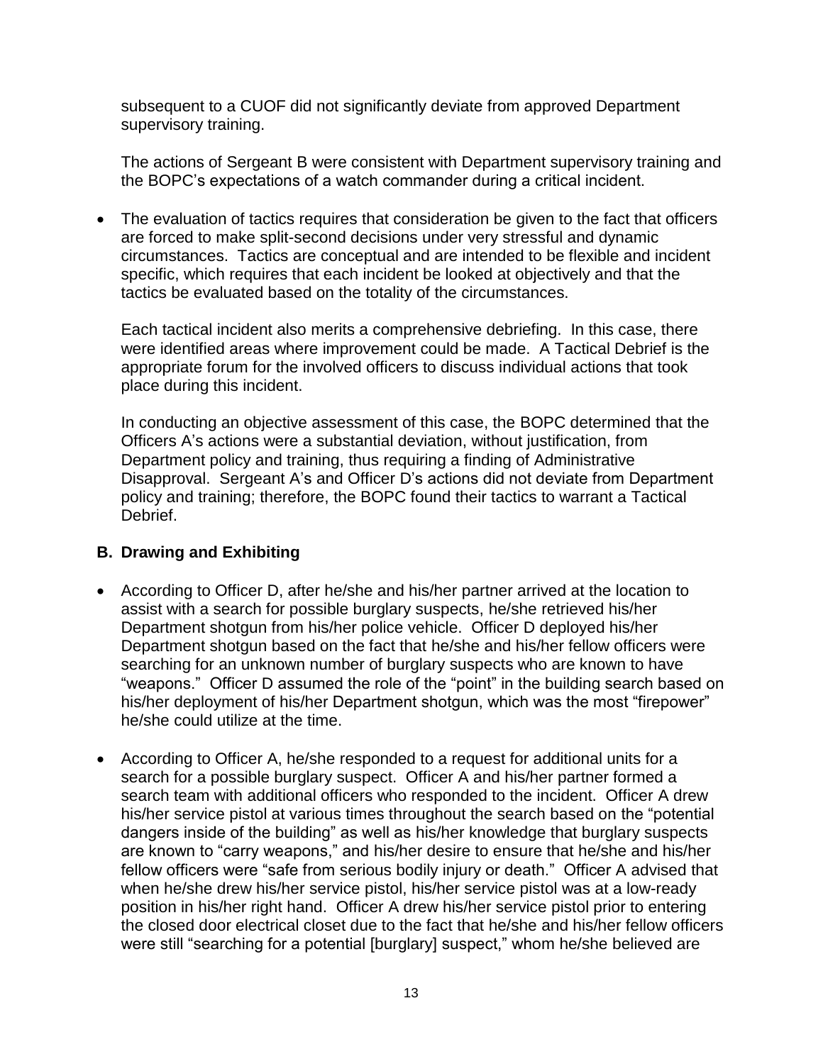subsequent to a CUOF did not significantly deviate from approved Department supervisory training.

The actions of Sergeant B were consistent with Department supervisory training and the BOPC's expectations of a watch commander during a critical incident.

- The evaluation of tactics requires that consideration be given to the fact that officers are forced to make split-second decisions under very stressful and dynamic circumstances. Tactics are conceptual and are intended to be flexible and incident specific, which requires that each incident be looked at objectively and that the tactics be evaluated based on the totality of the circumstances.

  Each tactical incident also merits a comprehensive debriefing. In this case, there were identified areas where improvement could be made. A Tactical Debrief is the appropriate forum for the involved officers to discuss individual actions that took place during this incident.

  In conducting an objective assessment of this case, the BOPC determined that the Officers A's actions were a substantial deviation, without justification, from Department policy and training, thus requiring a finding of Administrative Disapproval. Sergeant A's and Officer D's actions did not deviate from Department policy and training; therefore, the BOPC found their tactics to warrant a Tactical Debrief.

## B. Drawing and Exhibiting

- According to Officer D, after he/she and his/her partner arrived at the location to assist with a search for possible burglary suspects, he/she retrieved his/her Department shotgun from his/her police vehicle. Officer D deployed his/her Department shotgun based on the fact that he/she and his/her fellow officers were searching for an unknown number of burglary suspects who are known to have "weapons." Officer D assumed the role of the "point" in the building search based on his/her deployment of his/her Department shotgun, which was the most "firepower" he/she could utilize at the time.

- According to Officer A, he/she responded to a request for additional units for a search for a possible burglary suspect. Officer A and his/her partner formed a search team with additional officers who responded to the incident. Officer A drew his/her service pistol at various times throughout the search based on the "potential dangers inside of the building" as well as his/her knowledge that burglary suspects are known to "carry weapons," and his/her desire to ensure that he/she and his/her fellow officers were "safe from serious bodily injury or death." Officer A advised that when he/she drew his/her service pistol, his/her service pistol was at a low-ready position in his/her right hand. Officer A drew his/her service pistol prior to entering the closed door electrical closet due to the fact that he/she and his/her fellow officers were still "searching for a potential [burglary] suspect," whom he/she believed are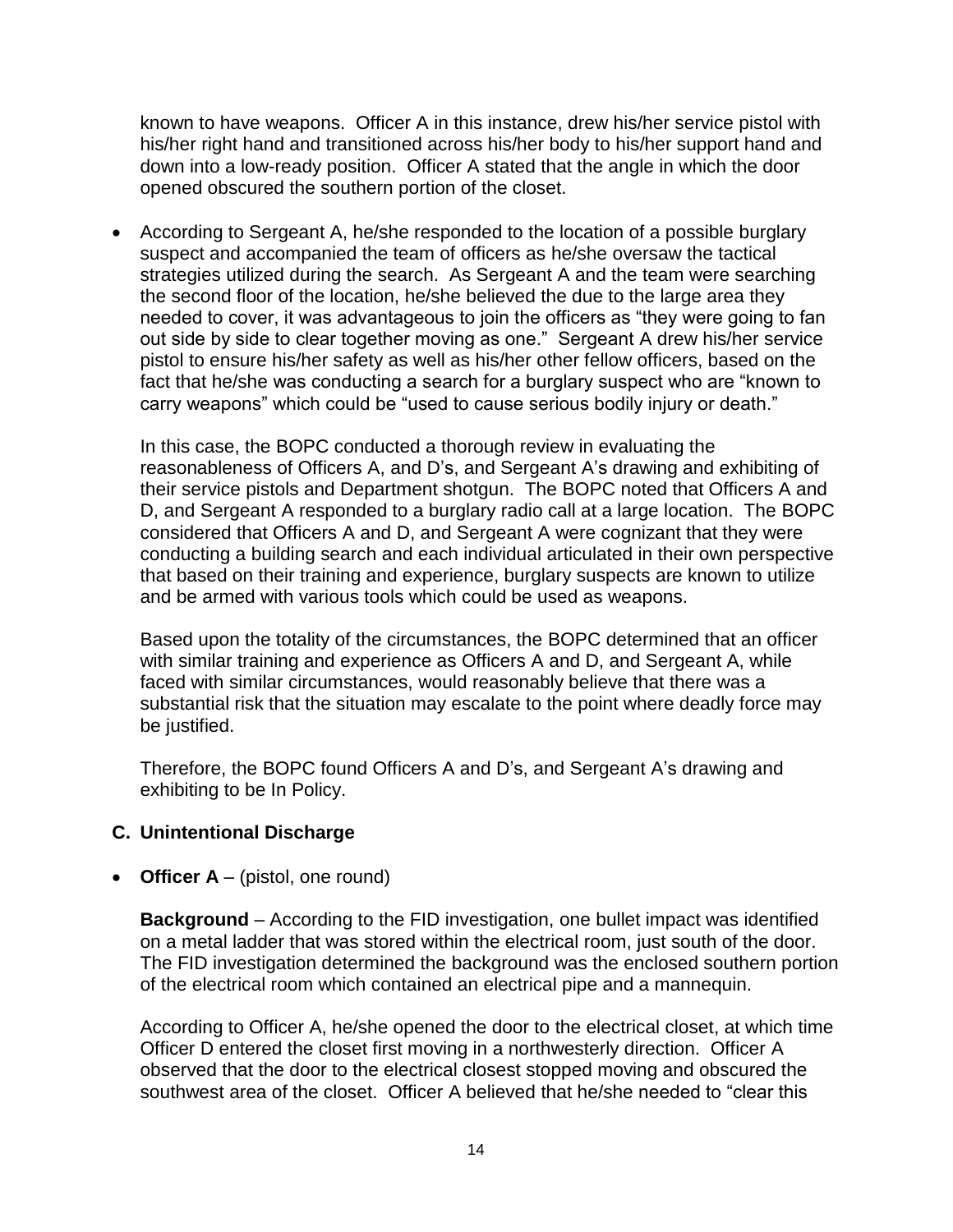known to have weapons. Officer A in this instance, drew his/her service pistol with his/her right hand and transitioned across his/her body to his/her support hand and down into a low-ready position. Officer A stated that the angle in which the door opened obscured the southern portion of the closet.

- According to Sergeant A, he/she responded to the location of a possible burglary suspect and accompanied the team of officers as he/she oversaw the tactical strategies utilized during the search. As Sergeant A and the team were searching the second floor of the location, he/she believed the due to the large area they needed to cover, it was advantageous to join the officers as "they were going to fan out side by side to clear together moving as one." Sergeant A drew his/her service pistol to ensure his/her safety as well as his/her other fellow officers, based on the fact that he/she was conducting a search for a burglary suspect who are "known to carry weapons" which could be "used to cause serious bodily injury or death."

  In this case, the BOPC conducted a thorough review in evaluating the reasonableness of Officers A, and D's, and Sergeant A's drawing and exhibiting of their service pistols and Department shotgun. The BOPC noted that Officers A and D, and Sergeant A responded to a burglary radio call at a large location. The BOPC considered that Officers A and D, and Sergeant A were cognizant that they were conducting a building search and each individual articulated in their own perspective that based on their training and experience, burglary suspects are known to utilize and be armed with various tools which could be used as weapons.

  Based upon the totality of the circumstances, the BOPC determined that an officer with similar training and experience as Officers A and D, and Sergeant A, while faced with similar circumstances, would reasonably believe that there was a substantial risk that the situation may escalate to the point where deadly force may be justified.

  Therefore, the BOPC found Officers A and D's, and Sergeant A's drawing and exhibiting to be In Policy.

### C. Unintentional Discharge

- **Officer A** – (pistol, one round)

  **Background** – According to the FID investigation, one bullet impact was identified on a metal ladder that was stored within the electrical room, just south of the door. The FID investigation determined the background was the enclosed southern portion of the electrical room which contained an electrical pipe and a mannequin.

  According to Officer A, he/she opened the door to the electrical closet, at which time Officer D entered the closet first moving in a northwesterly direction. Officer A observed that the door to the electrical closest stopped moving and obscured the southwest area of the closet. Officer A believed that he/she needed to "clear this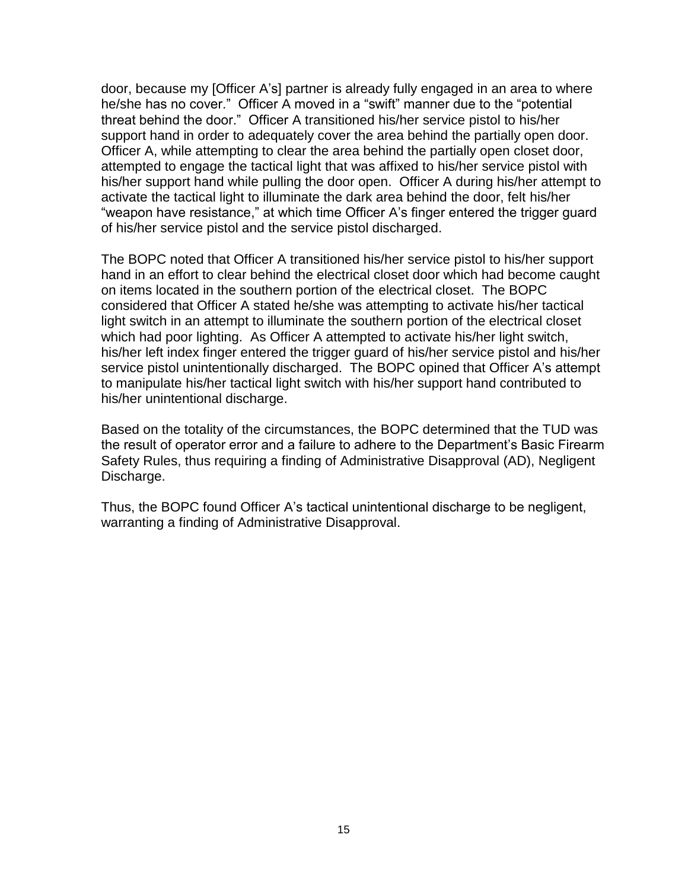door, because my [Officer A's] partner is already fully engaged in an area to where he/she has no cover." Officer A moved in a "swift" manner due to the "potential threat behind the door." Officer A transitioned his/her service pistol to his/her support hand in order to adequately cover the area behind the partially open door. Officer A, while attempting to clear the area behind the partially open closet door, attempted to engage the tactical light that was affixed to his/her service pistol with his/her support hand while pulling the door open. Officer A during his/her attempt to activate the tactical light to illuminate the dark area behind the door, felt his/her "weapon have resistance," at which time Officer A's finger entered the trigger guard of his/her service pistol and the service pistol discharged.

The BOPC noted that Officer A transitioned his/her service pistol to his/her support hand in an effort to clear behind the electrical closet door which had become caught on items located in the southern portion of the electrical closet. The BOPC considered that Officer A stated he/she was attempting to activate his/her tactical light switch in an attempt to illuminate the southern portion of the electrical closet which had poor lighting. As Officer A attempted to activate his/her light switch, his/her left index finger entered the trigger guard of his/her service pistol and his/her service pistol unintentionally discharged. The BOPC opined that Officer A's attempt to manipulate his/her tactical light switch with his/her support hand contributed to his/her unintentional discharge.

Based on the totality of the circumstances, the BOPC determined that the TUD was the result of operator error and a failure to adhere to the Department's Basic Firearm Safety Rules, thus requiring a finding of Administrative Disapproval (AD), Negligent Discharge.

Thus, the BOPC found Officer A's tactical unintentional discharge to be negligent, warranting a finding of Administrative Disapproval.